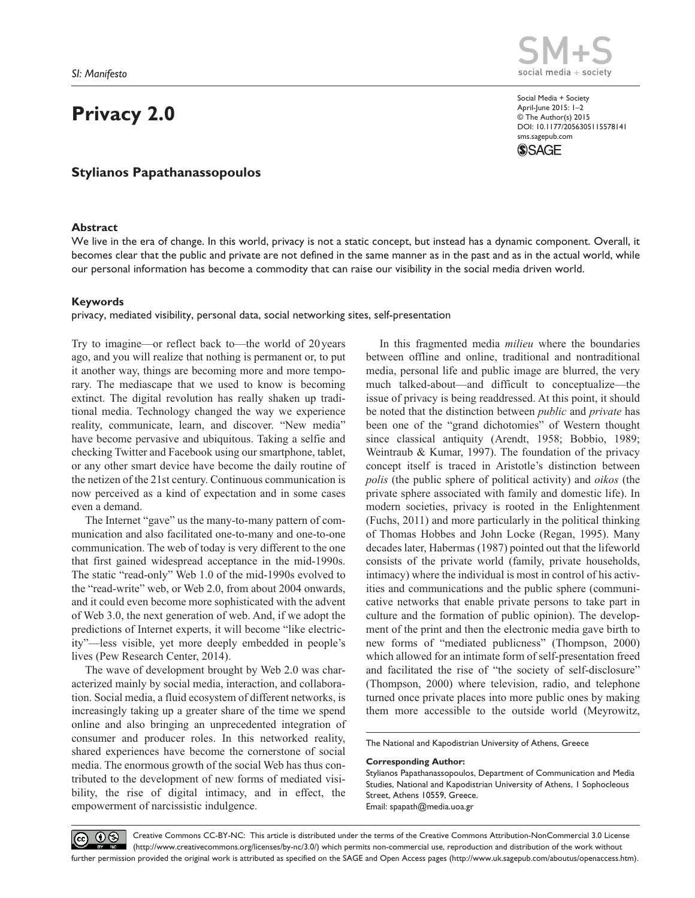SI: Manifesto

# Privacy 2.0

**Stylianos Papathanassopoulos**

## Abstract

We live in the era of change. In this world, privacy is not a static concept, but instead has a dynamic component. Overall, it becomes clear that the public and private are not defined in the same manner as in the past and as in the actual world, while our personal information has become a commodity that can raise our visibility in the social media driven world.

## Keywords

privacy, mediated visibility, personal data, social networking sites, self-presentation

Try to imagine—or reflect back to—the world of 20 years ago, and you will realize that nothing is permanent or, to put it another way, things are becoming more and more temporary. The mediascape that we used to know is becoming extinct. The digital revolution has really shaken up traditional media. Technology changed the way we experience reality, communicate, learn, and discover. "New media" have become pervasive and ubiquitous. Taking a selfie and checking Twitter and Facebook using our smartphone, tablet, or any other smart device have become the daily routine of the netizen of the 21st century. Continuous communication is now perceived as a kind of expectation and in some cases even a demand.

The Internet "gave" us the many-to-many pattern of communication and also facilitated one-to-many and one-to-one communication. The web of today is very different to the one that first gained widespread acceptance in the mid-1990s. The static "read-only" Web 1.0 of the mid-1990s evolved to the "read-write" web, or Web 2.0, from about 2004 onwards, and it could even become more sophisticated with the advent of Web 3.0, the next generation of web. And, if we adopt the predictions of Internet experts, it will become "like electricity"—less visible, yet more deeply embedded in people's lives (Pew Research Center, 2014).

The wave of development brought by Web 2.0 was characterized mainly by social media, interaction, and collaboration. Social media, a fluid ecosystem of different networks, is increasingly taking up a greater share of the time we spend online and also bringing an unprecedented integration of consumer and producer roles. In this networked reality, shared experiences have become the cornerstone of social media. The enormous growth of the social Web has thus contributed to the development of new forms of mediated visibility, the rise of digital intimacy, and in effect, the empowerment of narcissistic indulgence.

In this fragmented media *milieu* where the boundaries between offline and online, traditional and nontraditional media, personal life and public image are blurred, the very much talked-about—and difficult to conceptualize—the issue of privacy is being readdressed. At this point, it should be noted that the distinction between *public* and *private* has been one of the "grand dichotomies" of Western thought since classical antiquity (Arendt, 1958; Bobbio, 1989; Weintraub & Kumar, 1997). The foundation of the privacy concept itself is traced in Aristotle's distinction between *polis* (the public sphere of political activity) and *oikos* (the private sphere associated with family and domestic life). In modern societies, privacy is rooted in the Enlightenment (Fuchs, 2011) and more particularly in the political thinking of Thomas Hobbes and John Locke (Regan, 1995). Many decades later, Habermas (1987) pointed out that the lifeworld consists of the private world (family, private households, intimacy) where the individual is most in control of his activities and communications and the public sphere (communicative networks that enable private persons to take part in culture and the formation of public opinion). The development of the print and then the electronic media gave birth to new forms of "mediated publicness" (Thompson, 2000) which allowed for an intimate form of self-presentation freed and facilitated the rise of "the society of self-disclosure" (Thompson, 2000) where television, radio, and telephone turned once private places into more public ones by making them more accessible to the outside world (Meyrowitz,

The National and Kapodistrian University of Athens, Greece

**Corresponding Author:**
Stylianos Papathanassopoulos, Department of Communication and Media Studies, National and Kapodistrian University of Athens, 1 Sophocleous Street, Athens 10559, Greece.
Email: spapath@media.uoa.gr

Creative Commons CC-BY-NC: This article is distributed under the terms of the Creative Commons Attribution-NonCommercial 3.0 License (http://www.creativecommons.org/licenses/by-nc/3.0/) which permits non-commercial use, reproduction and distribution of the work without further permission provided the original work is attributed as specified on the SAGE and Open Access pages (http://www.uk.sagepub.com/aboutus/openaccess.htm).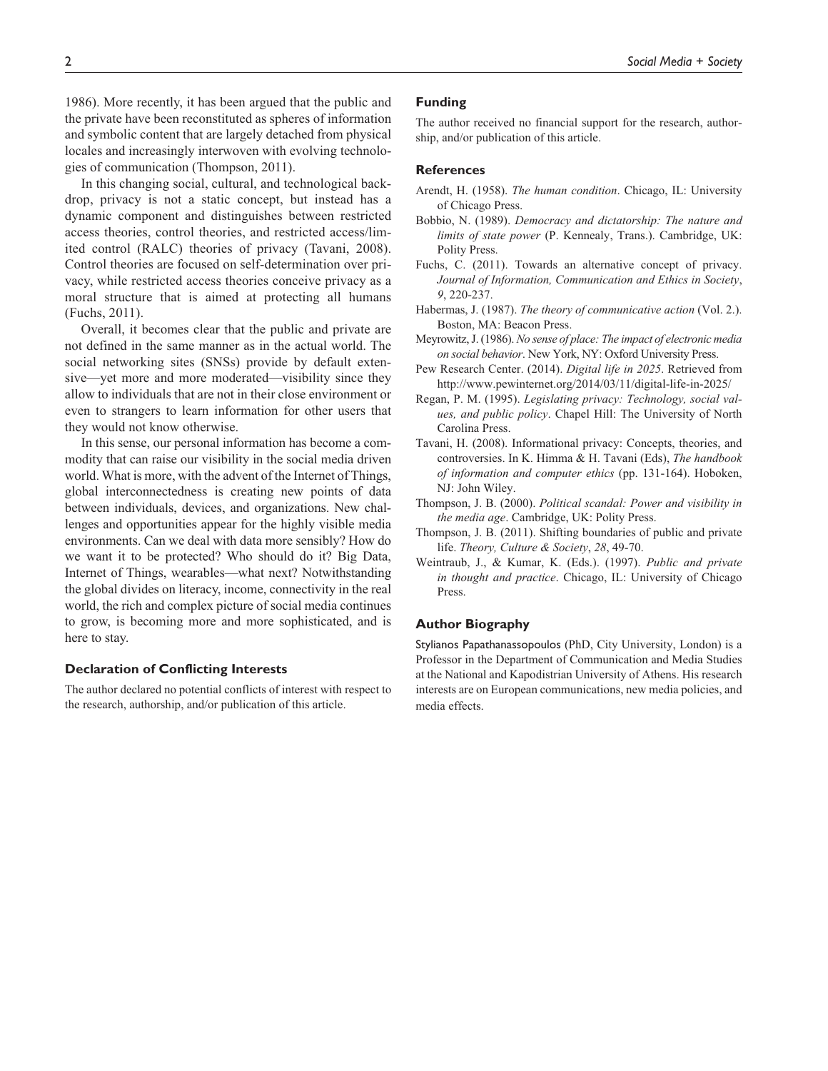1986). More recently, it has been argued that the public and the private have been reconstituted as spheres of information and symbolic content that are largely detached from physical locales and increasingly interwoven with evolving technologies of communication (Thompson, 2011).

In this changing social, cultural, and technological backdrop, privacy is not a static concept, but instead has a dynamic component and distinguishes between restricted access theories, control theories, and restricted access/limited control (RALC) theories of privacy (Tavani, 2008). Control theories are focused on self-determination over privacy, while restricted access theories conceive privacy as a moral structure that is aimed at protecting all humans (Fuchs, 2011).

Overall, it becomes clear that the public and private are not defined in the same manner as in the actual world. The social networking sites (SNSs) provide by default extensive—yet more and more moderated—visibility since they allow to individuals that are not in their close environment or even to strangers to learn information for other users that they would not know otherwise.

In this sense, our personal information has become a commodity that can raise our visibility in the social media driven world. What is more, with the advent of the Internet of Things, global interconnectedness is creating new points of data between individuals, devices, and organizations. New challenges and opportunities appear for the highly visible media environments. Can we deal with data more sensibly? How do we want it to be protected? Who should do it? Big Data, Internet of Things, wearables—what next? Notwithstanding the global divides on literacy, income, connectivity in the real world, the rich and complex picture of social media continues to grow, is becoming more and more sophisticated, and is here to stay.

## Declaration of Conflicting Interests

The author declared no potential conflicts of interest with respect to the research, authorship, and/or publication of this article.

## Funding

The author received no financial support for the research, authorship, and/or publication of this article.

## References

Arendt, H. (1958). *The human condition*. Chicago, IL: University of Chicago Press.

Bobbio, N. (1989). *Democracy and dictatorship: The nature and limits of state power* (P. Kennealy, Trans.). Cambridge, UK: Polity Press.

Fuchs, C. (2011). Towards an alternative concept of privacy. *Journal of Information, Communication and Ethics in Society*, *9*, 220-237.

Habermas, J. (1987). *The theory of communicative action* (Vol. 2.). Boston, MA: Beacon Press.

Meyrowitz, J. (1986). *No sense of place: The impact of electronic media on social behavior*. New York, NY: Oxford University Press.

Pew Research Center. (2014). *Digital life in 2025*. Retrieved from http://www.pewinternet.org/2014/03/11/digital-life-in-2025/

Regan, P. M. (1995). *Legislating privacy: Technology, social values, and public policy*. Chapel Hill: The University of North Carolina Press.

Tavani, H. (2008). Informational privacy: Concepts, theories, and controversies. In K. Himma & H. Tavani (Eds), *The handbook of information and computer ethics* (pp. 131-164). Hoboken, NJ: John Wiley.

Thompson, J. B. (2000). *Political scandal: Power and visibility in the media age*. Cambridge, UK: Polity Press.

Thompson, J. B. (2011). Shifting boundaries of public and private life. *Theory, Culture & Society*, *28*, 49-70.

Weintraub, J., & Kumar, K. (Eds.). (1997). *Public and private in thought and practice*. Chicago, IL: University of Chicago Press.

## Author Biography

Stylianos Papathanassopoulos (PhD, City University, London) is a Professor in the Department of Communication and Media Studies at the National and Kapodistrian University of Athens. His research interests are on European communications, new media policies, and media effects.